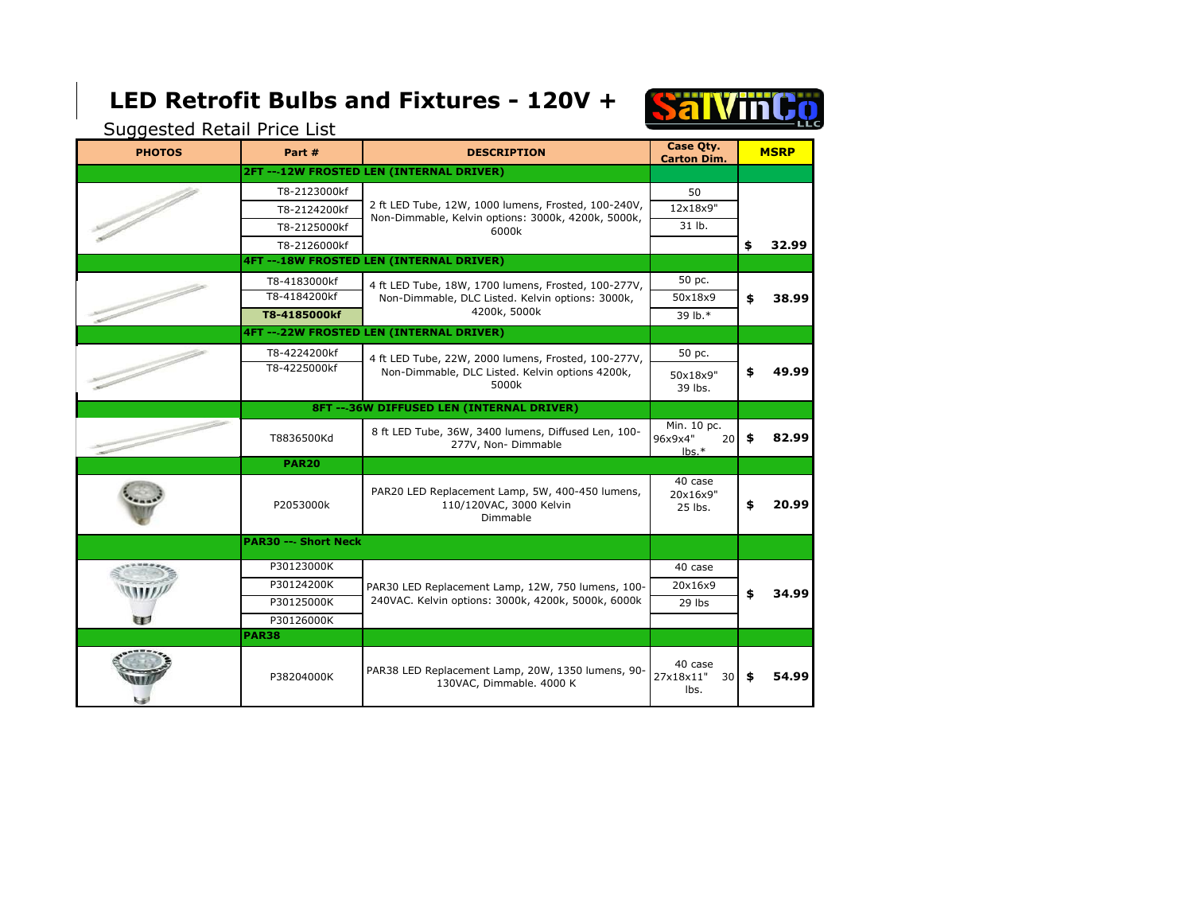# LED Retrofit Bulbs and Fixtures - 120V +

Suggested Retail Price List

| PHOTOS | Part # | DESCRIPTION | Case Qty. Carton Dim. | MSRP |
|---|---|---|---|---|
| | **2FT ---12W FROSTED LEN (INTERNAL DRIVER)** | | | |
| | T8-2123000kf | 2 ft LED Tube, 12W, 1000 lumens, Frosted, 100-240V, Non-Dimmable, Kelvin options: 3000k, 4200k, 5000k, 6000k | 50 | |
| | T8-2124200kf | | 12x18x9" | |
| | T8-2125000kf | | 31 lb. | |
| | T8-2126000kf | | | $ 32.99 |
| | **4FT ---18W FROSTED LEN (INTERNAL DRIVER)** | | | |
| | T8-4183000kf | 4 ft LED Tube, 18W, 1700 lumens, Frosted, 100-277V, Non-Dimmable, DLC Listed. Kelvin options: 3000k, 4200k, 5000k | 50 pc. | |
| | T8-4184200kf | | 50x18x9 | $ 38.99 |
| | **T8-4185000kf** | | 39 lb.* | |
| | **4FT ---22W FROSTED LEN (INTERNAL DRIVER)** | | | |
| | T8-4224200kf | 4 ft LED Tube, 22W, 2000 lumens, Frosted, 100-277V, Non-Dimmable, DLC Listed. Kelvin options 4200k, 5000k | 50 pc. | |
| | T8-4225000kf | | 50x18x9" 39 lbs. | $ 49.99 |
| | | **8FT ---36W DIFFUSED LEN (INTERNAL DRIVER)** | | |
| | T8836500Kd | 8 ft LED Tube, 36W, 3400 lumens, Diffused Len, 100-277V, Non- Dimmable | Min. 10 pc. 96x9x4" 20 lbs.* | $ 82.99 |
| | **PAR20** | | | |
| | P2053000k | PAR20 LED Replacement Lamp, 5W, 400-450 lumens, 110/120VAC, 3000 Kelvin Dimmable | 40 case 20x16x9" 25 lbs. | $ 20.99 |
| | **PAR30 --- Short Neck** | | | |
| | P30123000K | PAR30 LED Replacement Lamp, 12W, 750 lumens, 100-240VAC. Kelvin options: 3000k, 4200k, 5000k, 6000k | 40 case | |
| | P30124200K | | 20x16x9 | $ 34.99 |
| | P30125000K | | 29 lbs | |
| | P30126000K | | | |
| | **PAR38** | | | |
| | P38204000K | PAR38 LED Replacement Lamp, 20W, 1350 lumens, 90-130VAC, Dimmable. 4000 K | 40 case 27x18x11" 30 lbs. | $ 54.99 |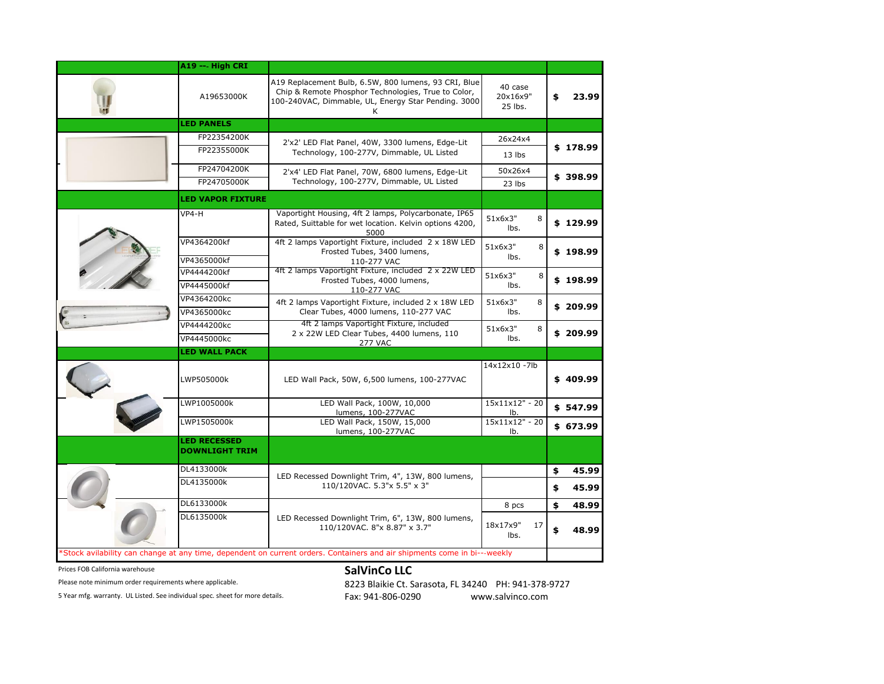| | | | | |
|---|---|---|---|---|
| | **A19 --- High CRI** | | | |
| | A19653000K | A19 Replacement Bulb, 6.5W, 800 lumens, 93 CRI, Blue Chip & Remote Phosphor Technologies, True to Color, 100-240VAC, Dimmable, UL, Energy Star Pending. 3000 K | 40 case 20x16x9" 25 lbs. | $ 23.99 |
| | **LED PANELS** | | | |
| | FP22354200K<br>FP22355000K | 2'x2' LED Flat Panel, 40W, 3300 lumens, Edge-Lit Technology, 100-277V, Dimmable, UL Listed | 26x24x4<br>13 lbs | $ 178.99 |
| | FP24704200K<br>FP24705000K | 2'x4' LED Flat Panel, 70W, 6800 lumens, Edge-Lit Technology, 100-277V, Dimmable, UL Listed | 50x26x4<br>23 lbs | $ 398.99 |
| | **LED VAPOR FIXTURE** | | | |
| | VP4-H | Vaportight Housing, 4ft 2 lamps, Polycarbonate, IP65 Rated, Suittable for wet location. Kelvin options 4200, 5000 | 51x6x3" 8 lbs. | $ 129.99 |
| | VP4364200kf<br>VP4365000kf | 4ft 2 lamps Vaportight Fixture, included 2 x 18W LED Frosted Tubes, 3400 lumens, 110-277 VAC | 51x6x3" 8 lbs. | $ 198.99 |
| | VP4444200kf<br>VP4445000kf | 4ft 2 lamps Vaportight Fixture, included 2 x 22W LED Frosted Tubes, 4000 lumens, 110-277 VAC | 51x6x3" 8 lbs. | $ 198.99 |
| | VP4364200kc<br>VP4365000kc | 4ft 2 lamps Vaportight Fixture, included 2 x 18W LED Clear Tubes, 4000 lumens, 110-277 VAC | 51x6x3" 8 lbs. | $ 209.99 |
| | VP4444200kc<br>VP4445000kc | 4ft 2 lamps Vaportight Fixture, included 2 x 22W LED Clear Tubes, 4400 lumens, 110 277 VAC | 51x6x3" 8 lbs. | $ 209.99 |
| | **LED WALL PACK** | | | |
| | LWP505000k | LED Wall Pack, 50W, 6,500 lumens, 100-277VAC | 14x12x10 -7lb | $ 409.99 |
| | LWP1005000k | LED Wall Pack, 100W, 10,000 lumens, 100-277VAC | 15x11x12" - 20 lb. | $ 547.99 |
| | LWP1505000k | LED Wall Pack, 150W, 15,000 lumens, 100-277VAC | 15x11x12" - 20 lb. | $ 673.99 |
| | **LED RECESSED DOWNLIGHT TRIM** | | | |
| | DL4133000k | LED Recessed Downlight Trim, 4", 13W, 800 lumens, 110/120VAC. 5.3"x 5.5" x 3" | | $ 45.99 |
| | DL4135000k | | | $ 45.99 |
| | DL6133000k | LED Recessed Downlight Trim, 6", 13W, 800 lumens, 110/120VAC. 8"x 8.87" x 3.7" | 8 pcs | $ 48.99 |
| | DL6135000k | | 18x17x9" 17 lbs. | $ 48.99 |
| *Stock avilability can change at any time, dependent on current orders. Containers and air shipments come in bi---weekly | | | | |

Prices FOB California warehouse

Please note minimum order requirements where applicable.

5 Year mfg. warranty. UL Listed. See individual spec. sheet for more details.

**SalVinCo LLC**

8223 Blaikie Ct. Sarasota, FL 34240 PH: 941-378-9727

Fax: 941-806-0290 www.salvinco.com